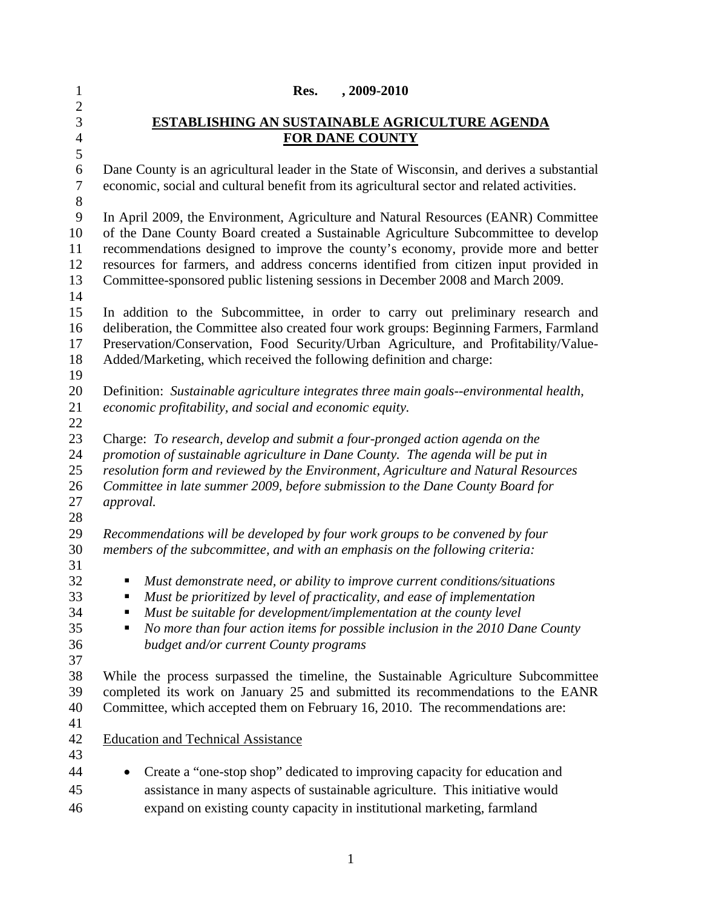**Res. , 2009-2010**

## ESTABLISHING AN SUSTAINABLE AGRICULTURE AGENDA FOR DANE COUNTY

Dane County is an agricultural leader in the State of Wisconsin, and derives a substantial economic, social and cultural benefit from its agricultural sector and related activities.

In April 2009, the Environment, Agriculture and Natural Resources (EANR) Committee of the Dane County Board created a Sustainable Agriculture Subcommittee to develop recommendations designed to improve the county's economy, provide more and better resources for farmers, and address concerns identified from citizen input provided in Committee-sponsored public listening sessions in December 2008 and March 2009.

In addition to the Subcommittee, in order to carry out preliminary research and deliberation, the Committee also created four work groups: Beginning Farmers, Farmland Preservation/Conservation, Food Security/Urban Agriculture, and Profitability/Value-Added/Marketing, which received the following definition and charge:

Definition: *Sustainable agriculture integrates three main goals--environmental health, economic profitability, and social and economic equity.*

Charge: *To research, develop and submit a four-pronged action agenda on the promotion of sustainable agriculture in Dane County. The agenda will be put in resolution form and reviewed by the Environment, Agriculture and Natural Resources Committee in late summer 2009, before submission to the Dane County Board for approval.*

*Recommendations will be developed by four work groups to be convened by four members of the subcommittee, and with an emphasis on the following criteria:*

- *Must demonstrate need, or ability to improve current conditions/situations*
- *Must be prioritized by level of practicality, and ease of implementation*
- *Must be suitable for development/implementation at the county level*
- *No more than four action items for possible inclusion in the 2010 Dane County budget and/or current County programs*

While the process surpassed the timeline, the Sustainable Agriculture Subcommittee completed its work on January 25 and submitted its recommendations to the EANR Committee, which accepted them on February 16, 2010. The recommendations are:

<u>Education and Technical Assistance</u>

- Create a "one-stop shop" dedicated to improving capacity for education and assistance in many aspects of sustainable agriculture. This initiative would expand on existing county capacity in institutional marketing, farmland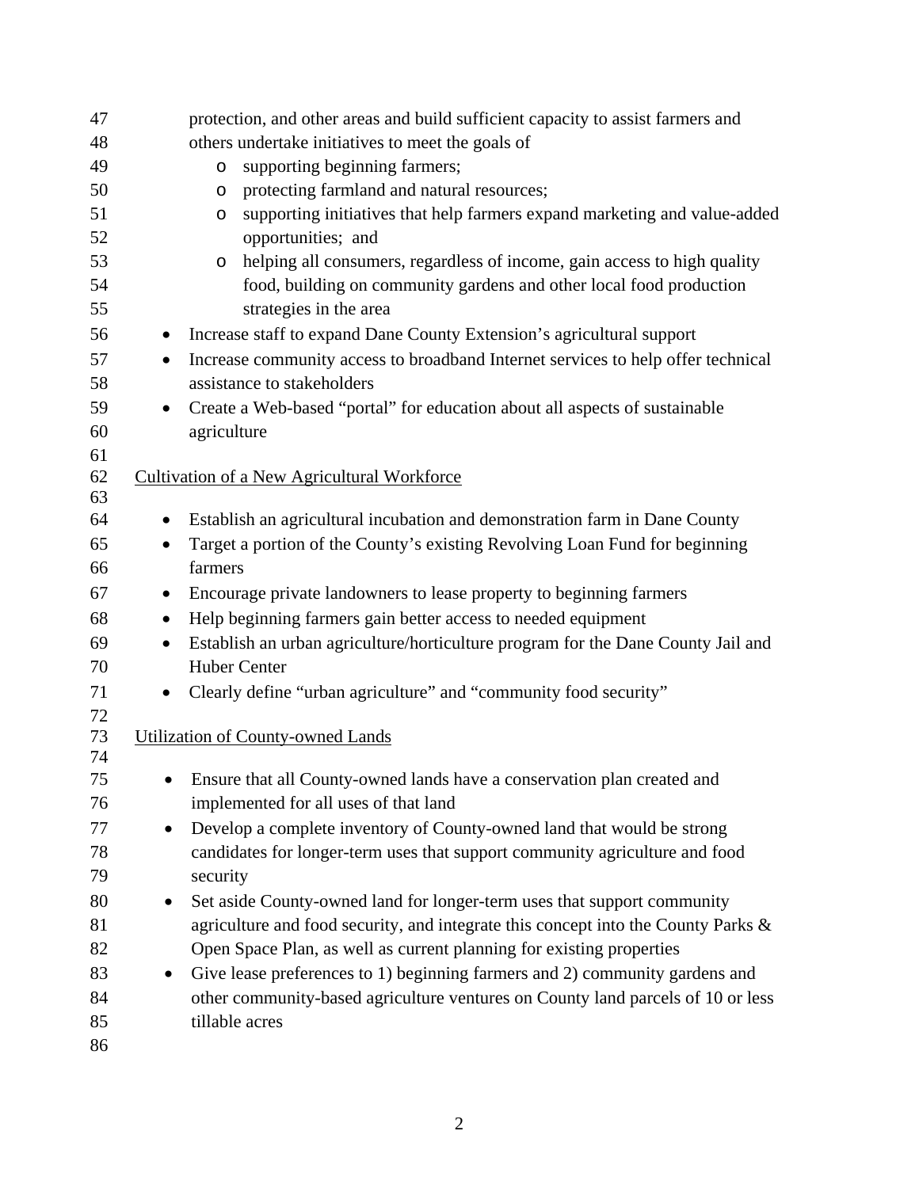protection, and other areas and build sufficient capacity to assist farmers and others undertake initiatives to meet the goals of
    - supporting beginning farmers;
    - protecting farmland and natural resources;
    - supporting initiatives that help farmers expand marketing and value-added opportunities; and
    - helping all consumers, regardless of income, gain access to high quality food, building on community gardens and other local food production strategies in the area
- Increase staff to expand Dane County Extension's agricultural support
- Increase community access to broadband Internet services to help offer technical assistance to stakeholders
- Create a Web-based "portal" for education about all aspects of sustainable agriculture

<u>Cultivation of a New Agricultural Workforce</u>

- Establish an agricultural incubation and demonstration farm in Dane County
- Target a portion of the County's existing Revolving Loan Fund for beginning farmers
- Encourage private landowners to lease property to beginning farmers
- Help beginning farmers gain better access to needed equipment
- Establish an urban agriculture/horticulture program for the Dane County Jail and Huber Center
- Clearly define "urban agriculture" and "community food security"

<u>Utilization of County-owned Lands</u>

- Ensure that all County-owned lands have a conservation plan created and implemented for all uses of that land
- Develop a complete inventory of County-owned land that would be strong candidates for longer-term uses that support community agriculture and food security
- Set aside County-owned land for longer-term uses that support community agriculture and food security, and integrate this concept into the County Parks & Open Space Plan, as well as current planning for existing properties
- Give lease preferences to 1) beginning farmers and 2) community gardens and other community-based agriculture ventures on County land parcels of 10 or less tillable acres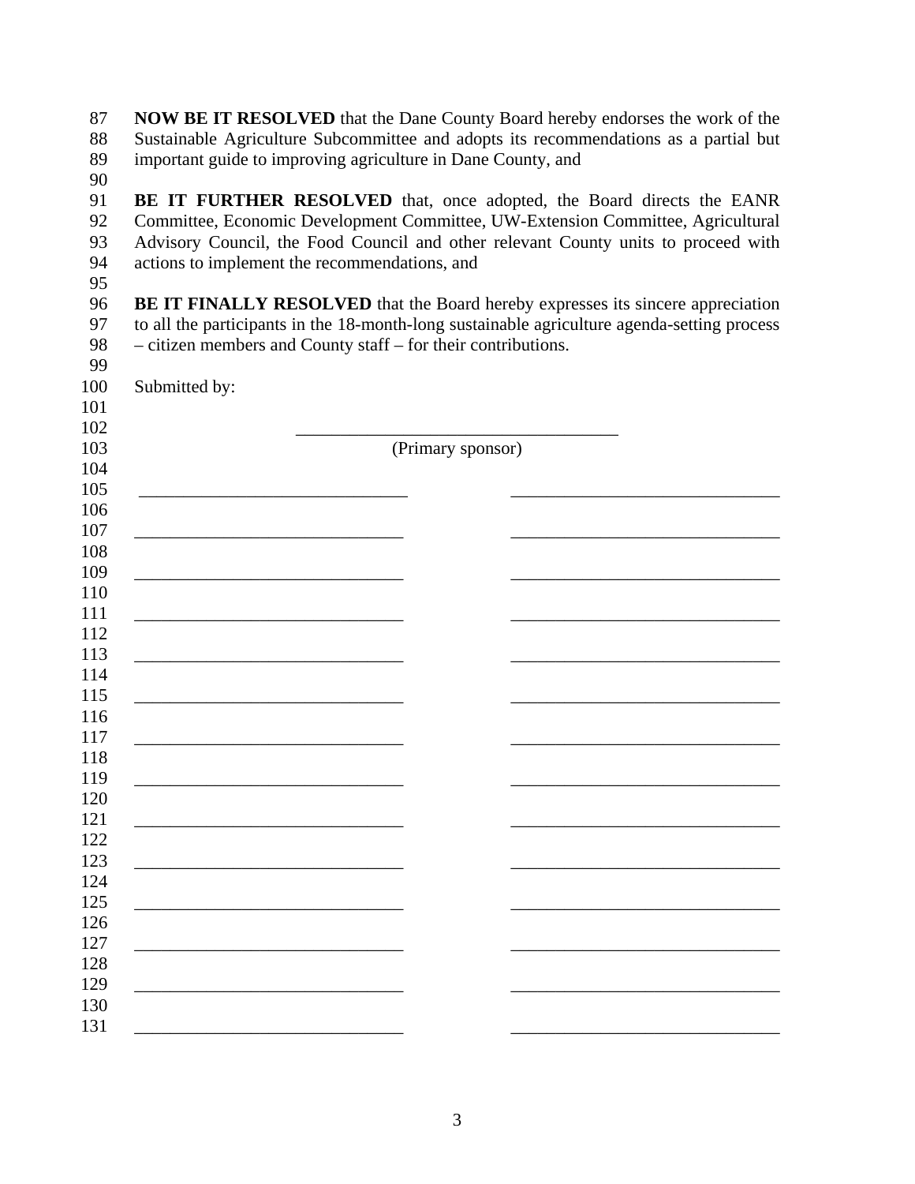**NOW BE IT RESOLVED** that the Dane County Board hereby endorses the work of the Sustainable Agriculture Subcommittee and adopts its recommendations as a partial but important guide to improving agriculture in Dane County, and

**BE IT FURTHER RESOLVED** that, once adopted, the Board directs the EANR Committee, Economic Development Committee, UW-Extension Committee, Agricultural Advisory Council, the Food Council and other relevant County units to proceed with actions to implement the recommendations, and

**BE IT FINALLY RESOLVED** that the Board hereby expresses its sincere appreciation to all the participants in the 18-month-long sustainable agriculture agenda-setting process – citizen members and County staff – for their contributions.

Submitted by:

___________________________________
(Primary sponsor)

_____________________________ _____________________________

_____________________________ _____________________________

_____________________________ _____________________________

_____________________________ _____________________________

_____________________________ _____________________________

_____________________________ _____________________________

_____________________________ _____________________________

_____________________________ _____________________________

_____________________________ _____________________________

_____________________________ _____________________________

_____________________________ _____________________________

_____________________________ _____________________________

_____________________________ _____________________________

_____________________________ _____________________________